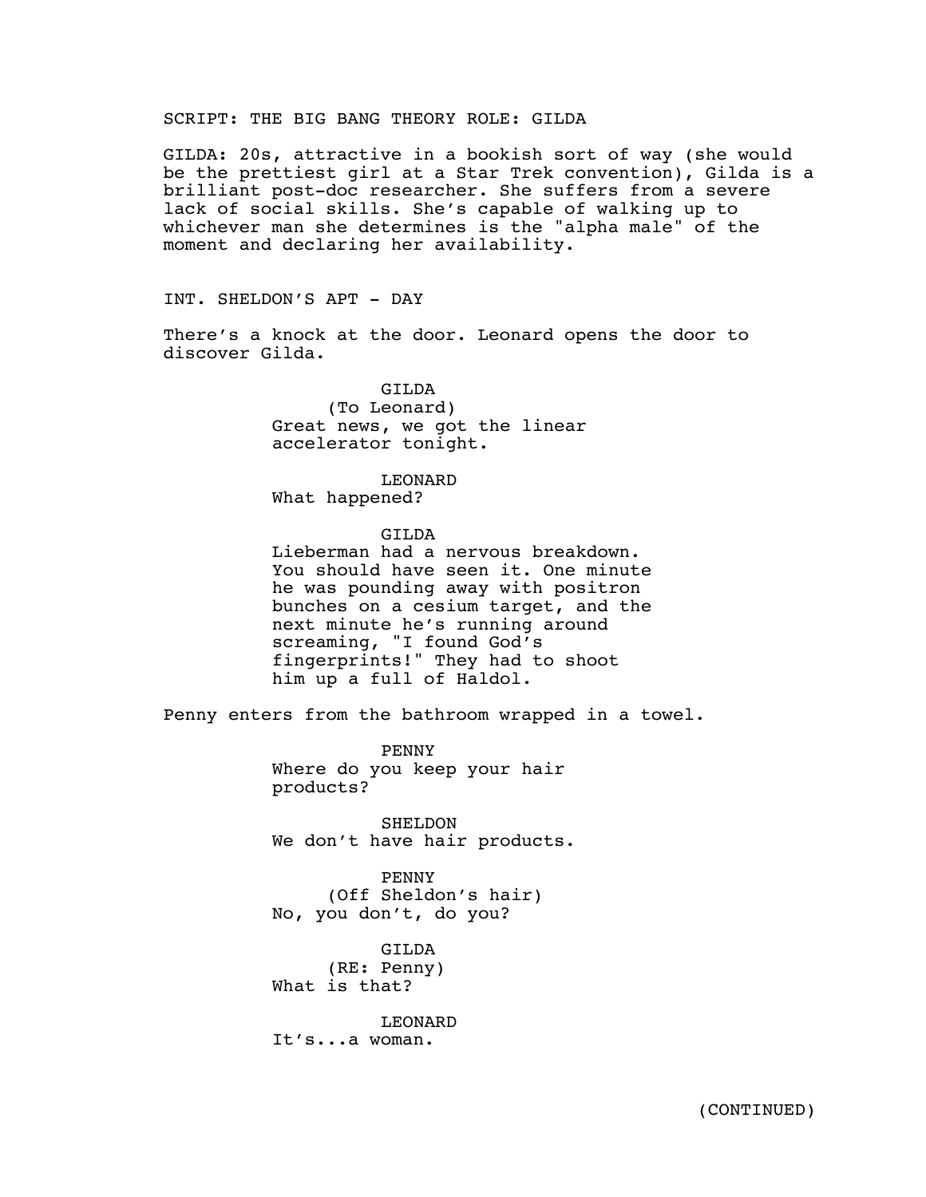SCRIPT: THE BIG BANG THEORY ROLE: GILDA

GILDA: 20s, attractive in a bookish sort of way (she would be the prettiest girl at a Star Trek convention), Gilda is a brilliant post-doc researcher. She suffers from a severe lack of social skills. She's capable of walking up to whichever man she determines is the "alpha male" of the moment and declaring her availability.

INT. SHELDON'S APT - DAY

There's a knock at the door. Leonard opens the door to discover Gilda.

GILDA
(To Leonard)
Great news, we got the linear accelerator tonight.

LEONARD
What happened?

GILDA
Lieberman had a nervous breakdown. You should have seen it. One minute he was pounding away with positron bunches on a cesium target, and the next minute he's running around screaming, "I found God's fingerprints!" They had to shoot him up a full of Haldol.

Penny enters from the bathroom wrapped in a towel.

PENNY
Where do you keep your hair products?

SHELDON
We don't have hair products.

PENNY
(Off Sheldon's hair)
No, you don't, do you?

GILDA
(RE: Penny)
What is that?

LEONARD
It's...a woman.

(CONTINUED)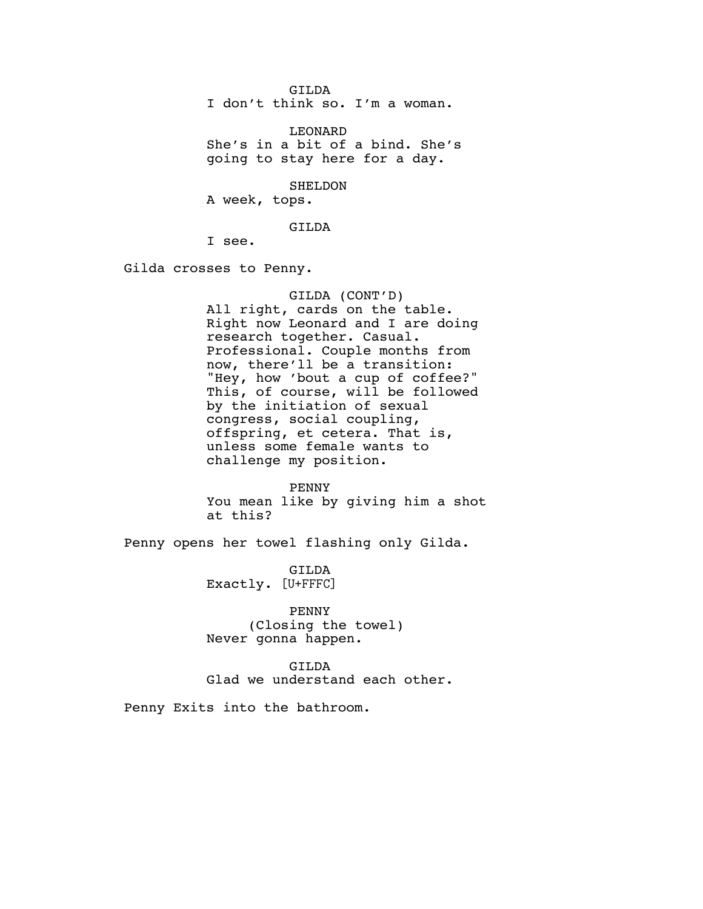GILDA
I don't think so. I'm a woman.

LEONARD
She's in a bit of a bind. She's going to stay here for a day.

SHELDON
A week, tops.

GILDA
I see.

Gilda crosses to Penny.

GILDA (CONT'D)
All right, cards on the table. Right now Leonard and I are doing research together. Casual. Professional. Couple months from now, there'll be a transition: "Hey, how 'bout a cup of coffee?" This, of course, will be followed by the initiation of sexual congress, social coupling, offspring, et cetera. That is, unless some female wants to challenge my position.

PENNY
You mean like by giving him a shot at this?

Penny opens her towel flashing only Gilda.

GILDA
Exactly. [U+FFFC]

PENNY
(Closing the towel)
Never gonna happen.

GILDA
Glad we understand each other.

Penny Exits into the bathroom.